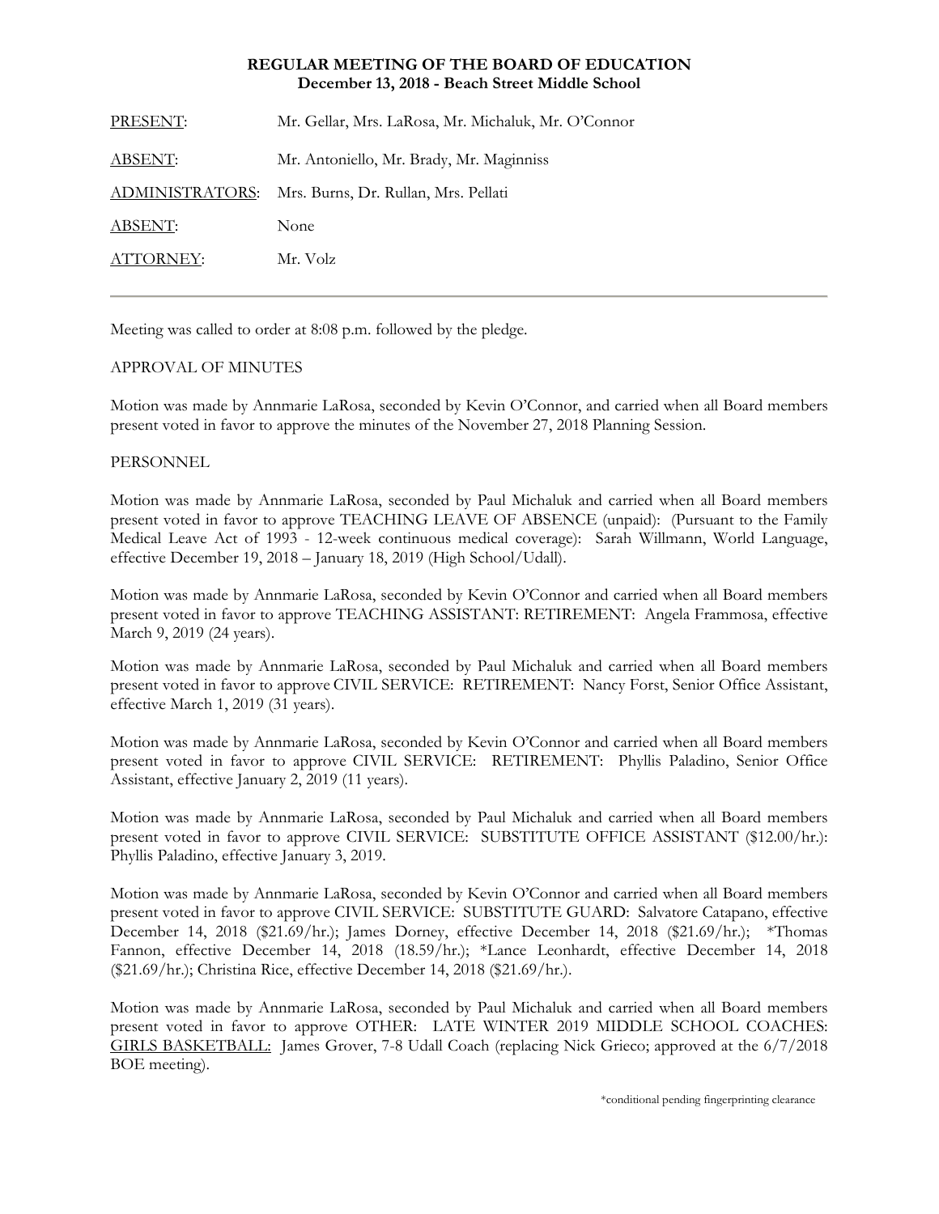**REGULAR MEETING OF THE BOARD OF EDUCATION**
**December 13, 2018 - Beach Street Middle School**

| | |
|---|---|
| PRESENT: | Mr. Gellar, Mrs. LaRosa, Mr. Michaluk, Mr. O'Connor |
| ABSENT: | Mr. Antoniello, Mr. Brady, Mr. Maginniss |
| ADMINISTRATORS: | Mrs. Burns, Dr. Rullan, Mrs. Pellati |
| ABSENT: | None |
| ATTORNEY: | Mr. Volz |

---

Meeting was called to order at 8:08 p.m. followed by the pledge.

APPROVAL OF MINUTES

Motion was made by Annmarie LaRosa, seconded by Kevin O'Connor, and carried when all Board members present voted in favor to approve the minutes of the November 27, 2018 Planning Session.

PERSONNEL

Motion was made by Annmarie LaRosa, seconded by Paul Michaluk and carried when all Board members present voted in favor to approve TEACHING LEAVE OF ABSENCE (unpaid): (Pursuant to the Family Medical Leave Act of 1993 - 12-week continuous medical coverage): Sarah Willmann, World Language, effective December 19, 2018 – January 18, 2019 (High School/Udall).

Motion was made by Annmarie LaRosa, seconded by Kevin O'Connor and carried when all Board members present voted in favor to approve TEACHING ASSISTANT: RETIREMENT: Angela Frammosa, effective March 9, 2019 (24 years).

Motion was made by Annmarie LaRosa, seconded by Paul Michaluk and carried when all Board members present voted in favor to approve CIVIL SERVICE: RETIREMENT: Nancy Forst, Senior Office Assistant, effective March 1, 2019 (31 years).

Motion was made by Annmarie LaRosa, seconded by Kevin O'Connor and carried when all Board members present voted in favor to approve CIVIL SERVICE: RETIREMENT: Phyllis Paladino, Senior Office Assistant, effective January 2, 2019 (11 years).

Motion was made by Annmarie LaRosa, seconded by Paul Michaluk and carried when all Board members present voted in favor to approve CIVIL SERVICE: SUBSTITUTE OFFICE ASSISTANT ($12.00/hr.): Phyllis Paladino, effective January 3, 2019.

Motion was made by Annmarie LaRosa, seconded by Kevin O'Connor and carried when all Board members present voted in favor to approve CIVIL SERVICE: SUBSTITUTE GUARD: Salvatore Catapano, effective December 14, 2018 ($21.69/hr.); James Dorney, effective December 14, 2018 ($21.69/hr.); *Thomas Fannon, effective December 14, 2018 (18.59/hr.); *Lance Leonhardt, effective December 14, 2018 ($21.69/hr.); Christina Rice, effective December 14, 2018 ($21.69/hr.).

Motion was made by Annmarie LaRosa, seconded by Paul Michaluk and carried when all Board members present voted in favor to approve OTHER: LATE WINTER 2019 MIDDLE SCHOOL COACHES: GIRLS BASKETBALL: James Grover, 7-8 Udall Coach (replacing Nick Grieco; approved at the 6/7/2018 BOE meeting).

*conditional pending fingerprinting clearance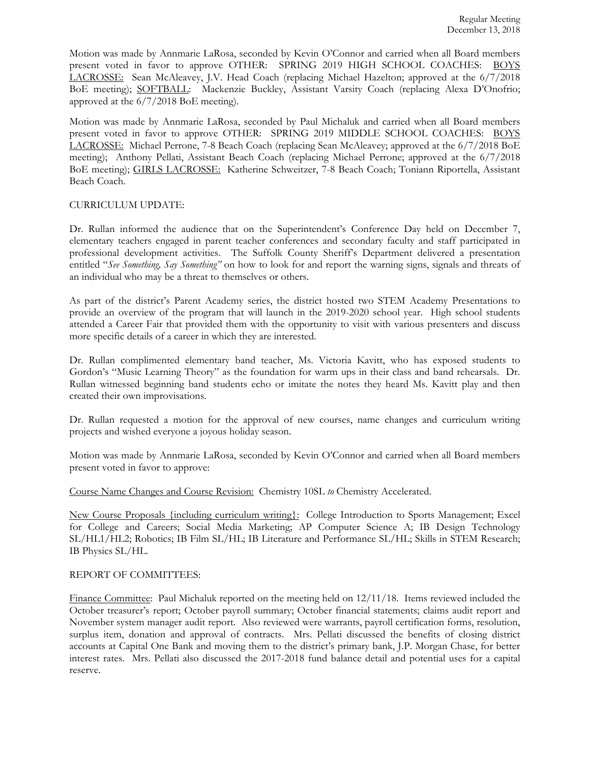Motion was made by Annmarie LaRosa, seconded by Kevin O'Connor and carried when all Board members present voted in favor to approve OTHER: SPRING 2019 HIGH SCHOOL COACHES: BOYS LACROSSE: Sean McAleavey, J.V. Head Coach (replacing Michael Hazelton; approved at the 6/7/2018 BoE meeting); SOFTBALL: Mackenzie Buckley, Assistant Varsity Coach (replacing Alexa D'Onofrio; approved at the 6/7/2018 BoE meeting).

Motion was made by Annmarie LaRosa, seconded by Paul Michaluk and carried when all Board members present voted in favor to approve OTHER: SPRING 2019 MIDDLE SCHOOL COACHES: BOYS LACROSSE: Michael Perrone, 7-8 Beach Coach (replacing Sean McAleavey; approved at the 6/7/2018 BoE meeting); Anthony Pellati, Assistant Beach Coach (replacing Michael Perrone; approved at the 6/7/2018 BoE meeting); GIRLS LACROSSE: Katherine Schweitzer, 7-8 Beach Coach; Toniann Riportella, Assistant Beach Coach.

CURRICULUM UPDATE:

Dr. Rullan informed the audience that on the Superintendent's Conference Day held on December 7, elementary teachers engaged in parent teacher conferences and secondary faculty and staff participated in professional development activities. The Suffolk County Sheriff's Department delivered a presentation entitled "*See Something, Say Something*" on how to look for and report the warning signs, signals and threats of an individual who may be a threat to themselves or others.

As part of the district's Parent Academy series, the district hosted two STEM Academy Presentations to provide an overview of the program that will launch in the 2019-2020 school year. High school students attended a Career Fair that provided them with the opportunity to visit with various presenters and discuss more specific details of a career in which they are interested.

Dr. Rullan complimented elementary band teacher, Ms. Victoria Kavitt, who has exposed students to Gordon's "Music Learning Theory" as the foundation for warm ups in their class and band rehearsals. Dr. Rullan witnessed beginning band students echo or imitate the notes they heard Ms. Kavitt play and then created their own improvisations.

Dr. Rullan requested a motion for the approval of new courses, name changes and curriculum writing projects and wished everyone a joyous holiday season.

Motion was made by Annmarie LaRosa, seconded by Kevin O'Connor and carried when all Board members present voted in favor to approve:

Course Name Changes and Course Revision: Chemistry 10SL *to* Chemistry Accelerated.

New Course Proposals {including curriculum writing}: College Introduction to Sports Management; Excel for College and Careers; Social Media Marketing; AP Computer Science A; IB Design Technology SL/HL1/HL2; Robotics; IB Film SL/HL; IB Literature and Performance SL/HL; Skills in STEM Research; IB Physics SL/HL.

REPORT OF COMMITTEES:

Finance Committee: Paul Michaluk reported on the meeting held on 12/11/18. Items reviewed included the October treasurer's report; October payroll summary; October financial statements; claims audit report and November system manager audit report. Also reviewed were warrants, payroll certification forms, resolution, surplus item, donation and approval of contracts. Mrs. Pellati discussed the benefits of closing district accounts at Capital One Bank and moving them to the district's primary bank, J.P. Morgan Chase, for better interest rates. Mrs. Pellati also discussed the 2017-2018 fund balance detail and potential uses for a capital reserve.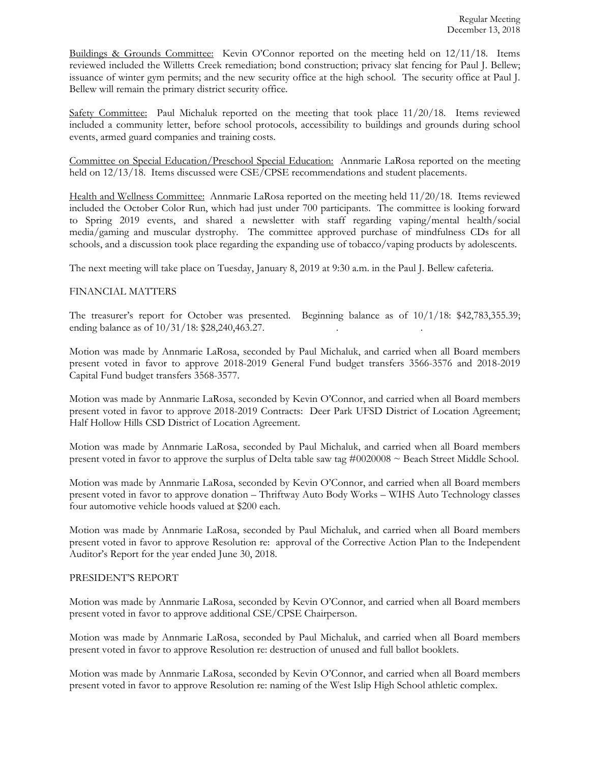Buildings & Grounds Committee: Kevin O'Connor reported on the meeting held on 12/11/18. Items reviewed included the Willetts Creek remediation; bond construction; privacy slat fencing for Paul J. Bellew; issuance of winter gym permits; and the new security office at the high school. The security office at Paul J. Bellew will remain the primary district security office.

Safety Committee: Paul Michaluk reported on the meeting that took place 11/20/18. Items reviewed included a community letter, before school protocols, accessibility to buildings and grounds during school events, armed guard companies and training costs.

Committee on Special Education/Preschool Special Education: Annmarie LaRosa reported on the meeting held on 12/13/18. Items discussed were CSE/CPSE recommendations and student placements.

Health and Wellness Committee: Annmarie LaRosa reported on the meeting held 11/20/18. Items reviewed included the October Color Run, which had just under 700 participants. The committee is looking forward to Spring 2019 events, and shared a newsletter with staff regarding vaping/mental health/social media/gaming and muscular dystrophy. The committee approved purchase of mindfulness CDs for all schools, and a discussion took place regarding the expanding use of tobacco/vaping products by adolescents.

The next meeting will take place on Tuesday, January 8, 2019 at 9:30 a.m. in the Paul J. Bellew cafeteria.

FINANCIAL MATTERS

The treasurer's report for October was presented. Beginning balance as of 10/1/18: $42,783,355.39; ending balance as of 10/31/18: $28,240,463.27.

Motion was made by Annmarie LaRosa, seconded by Paul Michaluk, and carried when all Board members present voted in favor to approve 2018-2019 General Fund budget transfers 3566-3576 and 2018-2019 Capital Fund budget transfers 3568-3577.

Motion was made by Annmarie LaRosa, seconded by Kevin O'Connor, and carried when all Board members present voted in favor to approve 2018-2019 Contracts: Deer Park UFSD District of Location Agreement; Half Hollow Hills CSD District of Location Agreement.

Motion was made by Annmarie LaRosa, seconded by Paul Michaluk, and carried when all Board members present voted in favor to approve the surplus of Delta table saw tag #0020008 ~ Beach Street Middle School.

Motion was made by Annmarie LaRosa, seconded by Kevin O'Connor, and carried when all Board members present voted in favor to approve donation – Thriftway Auto Body Works – WIHS Auto Technology classes four automotive vehicle hoods valued at $200 each.

Motion was made by Annmarie LaRosa, seconded by Paul Michaluk, and carried when all Board members present voted in favor to approve Resolution re: approval of the Corrective Action Plan to the Independent Auditor's Report for the year ended June 30, 2018.

PRESIDENT'S REPORT

Motion was made by Annmarie LaRosa, seconded by Kevin O'Connor, and carried when all Board members present voted in favor to approve additional CSE/CPSE Chairperson.

Motion was made by Annmarie LaRosa, seconded by Paul Michaluk, and carried when all Board members present voted in favor to approve Resolution re: destruction of unused and full ballot booklets.

Motion was made by Annmarie LaRosa, seconded by Kevin O'Connor, and carried when all Board members present voted in favor to approve Resolution re: naming of the West Islip High School athletic complex.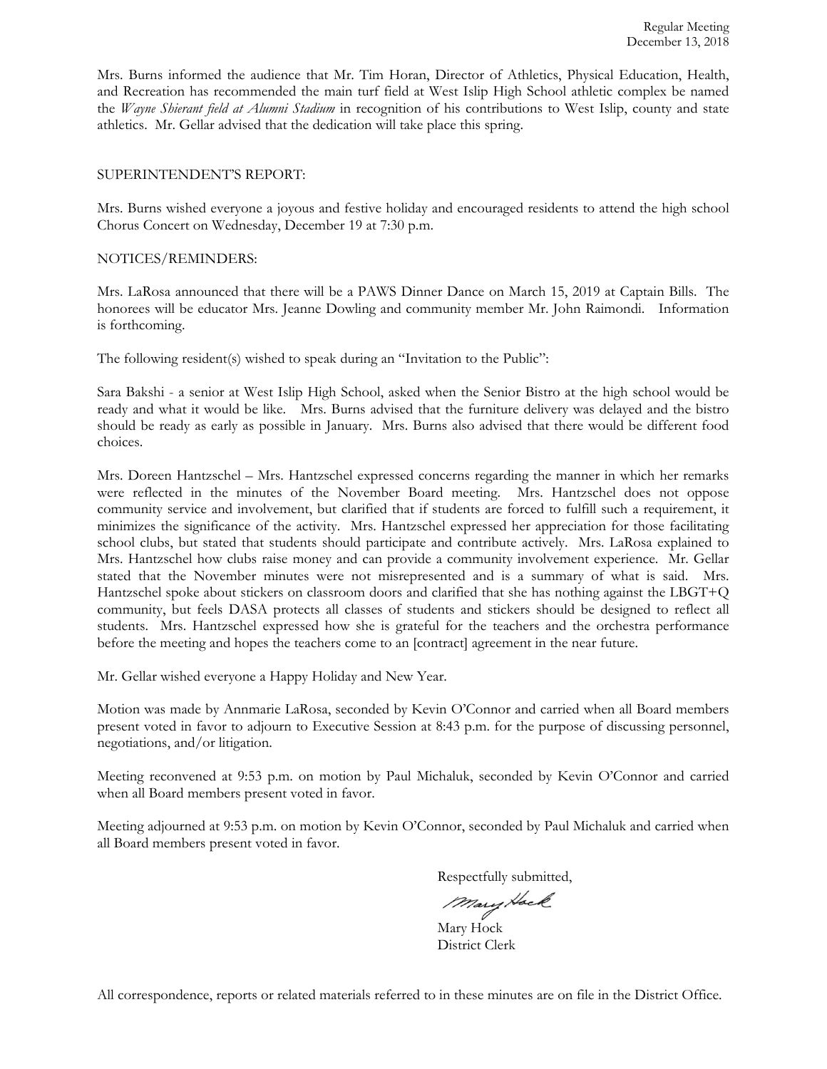Mrs. Burns informed the audience that Mr. Tim Horan, Director of Athletics, Physical Education, Health, and Recreation has recommended the main turf field at West Islip High School athletic complex be named the *Wayne Shierant field at Alumni Stadium* in recognition of his contributions to West Islip, county and state athletics. Mr. Gellar advised that the dedication will take place this spring.

SUPERINTENDENT'S REPORT:

Mrs. Burns wished everyone a joyous and festive holiday and encouraged residents to attend the high school Chorus Concert on Wednesday, December 19 at 7:30 p.m.

NOTICES/REMINDERS:

Mrs. LaRosa announced that there will be a PAWS Dinner Dance on March 15, 2019 at Captain Bills. The honorees will be educator Mrs. Jeanne Dowling and community member Mr. John Raimondi. Information is forthcoming.

The following resident(s) wished to speak during an "Invitation to the Public":

Sara Bakshi - a senior at West Islip High School, asked when the Senior Bistro at the high school would be ready and what it would be like. Mrs. Burns advised that the furniture delivery was delayed and the bistro should be ready as early as possible in January. Mrs. Burns also advised that there would be different food choices.

Mrs. Doreen Hantzschel – Mrs. Hantzschel expressed concerns regarding the manner in which her remarks were reflected in the minutes of the November Board meeting. Mrs. Hantzschel does not oppose community service and involvement, but clarified that if students are forced to fulfill such a requirement, it minimizes the significance of the activity. Mrs. Hantzschel expressed her appreciation for those facilitating school clubs, but stated that students should participate and contribute actively. Mrs. LaRosa explained to Mrs. Hantzschel how clubs raise money and can provide a community involvement experience. Mr. Gellar stated that the November minutes were not misrepresented and is a summary of what is said. Mrs. Hantzschel spoke about stickers on classroom doors and clarified that she has nothing against the LBGT+Q community, but feels DASA protects all classes of students and stickers should be designed to reflect all students. Mrs. Hantzschel expressed how she is grateful for the teachers and the orchestra performance before the meeting and hopes the teachers come to an [contract] agreement in the near future.

Mr. Gellar wished everyone a Happy Holiday and New Year.

Motion was made by Annmarie LaRosa, seconded by Kevin O'Connor and carried when all Board members present voted in favor to adjourn to Executive Session at 8:43 p.m. for the purpose of discussing personnel, negotiations, and/or litigation.

Meeting reconvened at 9:53 p.m. on motion by Paul Michaluk, seconded by Kevin O'Connor and carried when all Board members present voted in favor.

Meeting adjourned at 9:53 p.m. on motion by Kevin O'Connor, seconded by Paul Michaluk and carried when all Board members present voted in favor.

Respectfully submitted,

Mary Hock

Mary Hock
District Clerk

All correspondence, reports or related materials referred to in these minutes are on file in the District Office.